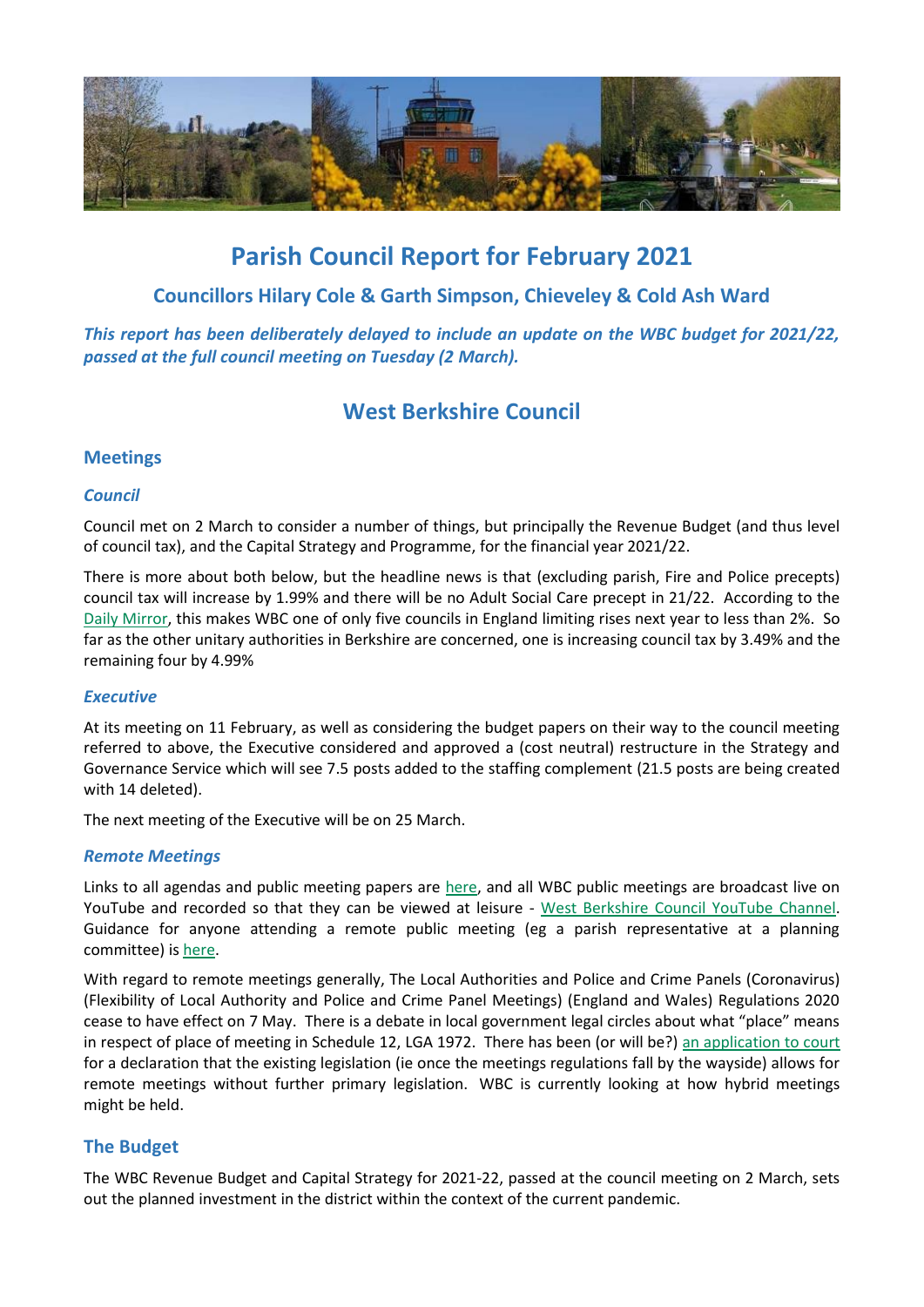# Parish Council Report for February 2021

## Councillors Hilary Cole & Garth Simpson, Chieveley & Cold Ash Ward

***This report has been deliberately delayed to include an update on the WBC budget for 2021/22, passed at the full council meeting on Tuesday (2 March).***

## West Berkshire Council

### Meetings

#### *Council*

Council met on 2 March to consider a number of things, but principally the Revenue Budget (and thus level of council tax), and the Capital Strategy and Programme, for the financial year 2021/22.

There is more about both below, but the headline news is that (excluding parish, Fire and Police precepts) council tax will increase by 1.99% and there will be no Adult Social Care precept in 21/22. According to the Daily Mirror, this makes WBC one of only five councils in England limiting rises next year to less than 2%. So far as the other unitary authorities in Berkshire are concerned, one is increasing council tax by 3.49% and the remaining four by 4.99%

#### *Executive*

At its meeting on 11 February, as well as considering the budget papers on their way to the council meeting referred to above, the Executive considered and approved a (cost neutral) restructure in the Strategy and Governance Service which will see 7.5 posts added to the staffing complement (21.5 posts are being created with 14 deleted).

The next meeting of the Executive will be on 25 March.

#### *Remote Meetings*

Links to all agendas and public meeting papers are here, and all WBC public meetings are broadcast live on YouTube and recorded so that they can be viewed at leisure - West Berkshire Council YouTube Channel. Guidance for anyone attending a remote public meeting (eg a parish representative at a planning committee) is here.

With regard to remote meetings generally, The Local Authorities and Police and Crime Panels (Coronavirus) (Flexibility of Local Authority and Police and Crime Panel Meetings) (England and Wales) Regulations 2020 cease to have effect on 7 May. There is a debate in local government legal circles about what "place" means in respect of place of meeting in Schedule 12, LGA 1972. There has been (or will be?) an application to court for a declaration that the existing legislation (ie once the meetings regulations fall by the wayside) allows for remote meetings without further primary legislation. WBC is currently looking at how hybrid meetings might be held.

### The Budget

The WBC Revenue Budget and Capital Strategy for 2021-22, passed at the council meeting on 2 March, sets out the planned investment in the district within the context of the current pandemic.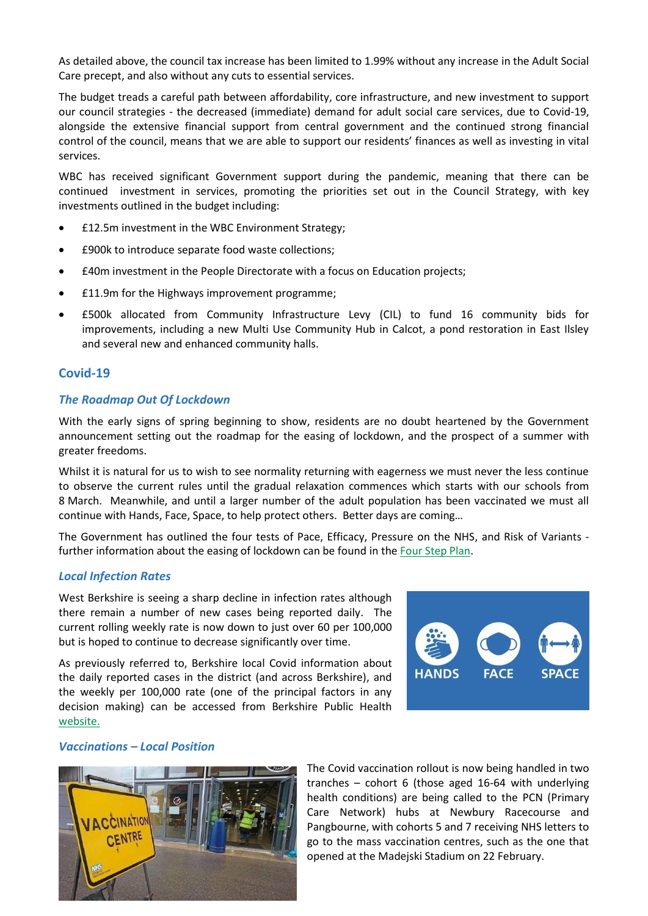As detailed above, the council tax increase has been limited to 1.99% without any increase in the Adult Social Care precept, and also without any cuts to essential services.

The budget treads a careful path between affordability, core infrastructure, and new investment to support our council strategies - the decreased (immediate) demand for adult social care services, due to Covid-19, alongside the extensive financial support from central government and the continued strong financial control of the council, means that we are able to support our residents' finances as well as investing in vital services.

WBC has received significant Government support during the pandemic, meaning that there can be continued investment in services, promoting the priorities set out in the Council Strategy, with key investments outlined in the budget including:

- £12.5m investment in the WBC Environment Strategy;
- £900k to introduce separate food waste collections;
- £40m investment in the People Directorate with a focus on Education projects;
- £11.9m for the Highways improvement programme;
- £500k allocated from Community Infrastructure Levy (CIL) to fund 16 community bids for improvements, including a new Multi Use Community Hub in Calcot, a pond restoration in East Ilsley and several new and enhanced community halls.

## Covid-19

### *The Roadmap Out Of Lockdown*

With the early signs of spring beginning to show, residents are no doubt heartened by the Government announcement setting out the roadmap for the easing of lockdown, and the prospect of a summer with greater freedoms.

Whilst it is natural for us to wish to see normality returning with eagerness we must never the less continue to observe the current rules until the gradual relaxation commences which starts with our schools from 8 March. Meanwhile, and until a larger number of the adult population has been vaccinated we must all continue with Hands, Face, Space, to help protect others. Better days are coming…

The Government has outlined the four tests of Pace, Efficacy, Pressure on the NHS, and Risk of Variants - further information about the easing of lockdown can be found in the Four Step Plan.

### *Local Infection Rates*

West Berkshire is seeing a sharp decline in infection rates although there remain a number of new cases being reported daily. The current rolling weekly rate is now down to just over 60 per 100,000 but is hoped to continue to decrease significantly over time.

As previously referred to, Berkshire local Covid information about the daily reported cases in the district (and across Berkshire), and the weekly per 100,000 rate (one of the principal factors in any decision making) can be accessed from Berkshire Public Health website.

### *Vaccinations – Local Position*

The Covid vaccination rollout is now being handled in two tranches – cohort 6 (those aged 16-64 with underlying health conditions) are being called to the PCN (Primary Care Network) hubs at Newbury Racecourse and Pangbourne, with cohorts 5 and 7 receiving NHS letters to go to the mass vaccination centres, such as the one that opened at the Madejski Stadium on 22 February.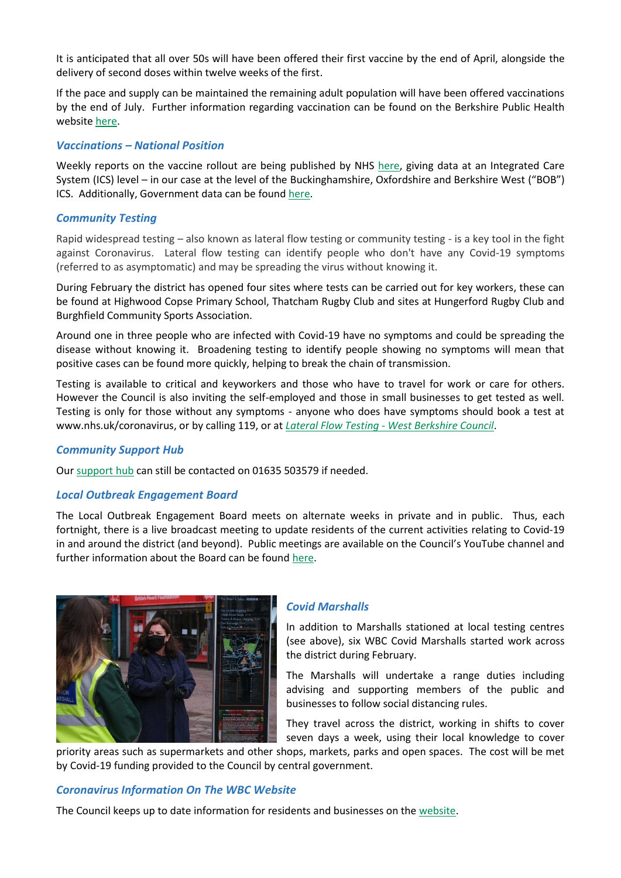It is anticipated that all over 50s will have been offered their first vaccine by the end of April, alongside the delivery of second doses within twelve weeks of the first.

If the pace and supply can be maintained the remaining adult population will have been offered vaccinations by the end of July. Further information regarding vaccination can be found on the Berkshire Public Health website here.

### *Vaccinations – National Position*

Weekly reports on the vaccine rollout are being published by NHS here, giving data at an Integrated Care System (ICS) level – in our case at the level of the Buckinghamshire, Oxfordshire and Berkshire West ("BOB") ICS. Additionally, Government data can be found here.

### *Community Testing*

Rapid widespread testing – also known as lateral flow testing or community testing - is a key tool in the fight against Coronavirus. Lateral flow testing can identify people who don't have any Covid-19 symptoms (referred to as asymptomatic) and may be spreading the virus without knowing it.

During February the district has opened four sites where tests can be carried out for key workers, these can be found at Highwood Copse Primary School, Thatcham Rugby Club and sites at Hungerford Rugby Club and Burghfield Community Sports Association.

Around one in three people who are infected with Covid-19 have no symptoms and could be spreading the disease without knowing it. Broadening testing to identify people showing no symptoms will mean that positive cases can be found more quickly, helping to break the chain of transmission.

Testing is available to critical and keyworkers and those who have to travel for work or care for others. However the Council is also inviting the self-employed and those in small businesses to get tested as well. Testing is only for those without any symptoms - anyone who does have symptoms should book a test at www.nhs.uk/coronavirus, or by calling 119, or at *Lateral Flow Testing - West Berkshire Council*.

### *Community Support Hub*

Our support hub can still be contacted on 01635 503579 if needed.

### *Local Outbreak Engagement Board*

The Local Outbreak Engagement Board meets on alternate weeks in private and in public. Thus, each fortnight, there is a live broadcast meeting to update residents of the current activities relating to Covid-19 in and around the district (and beyond). Public meetings are available on the Council's YouTube channel and further information about the Board can be found here.

### *Covid Marshalls*

In addition to Marshalls stationed at local testing centres (see above), six WBC Covid Marshalls started work across the district during February.

The Marshalls will undertake a range duties including advising and supporting members of the public and businesses to follow social distancing rules.

They travel across the district, working in shifts to cover seven days a week, using their local knowledge to cover priority areas such as supermarkets and other shops, markets, parks and open spaces. The cost will be met by Covid-19 funding provided to the Council by central government.

### *Coronavirus Information On The WBC Website*

The Council keeps up to date information for residents and businesses on the website.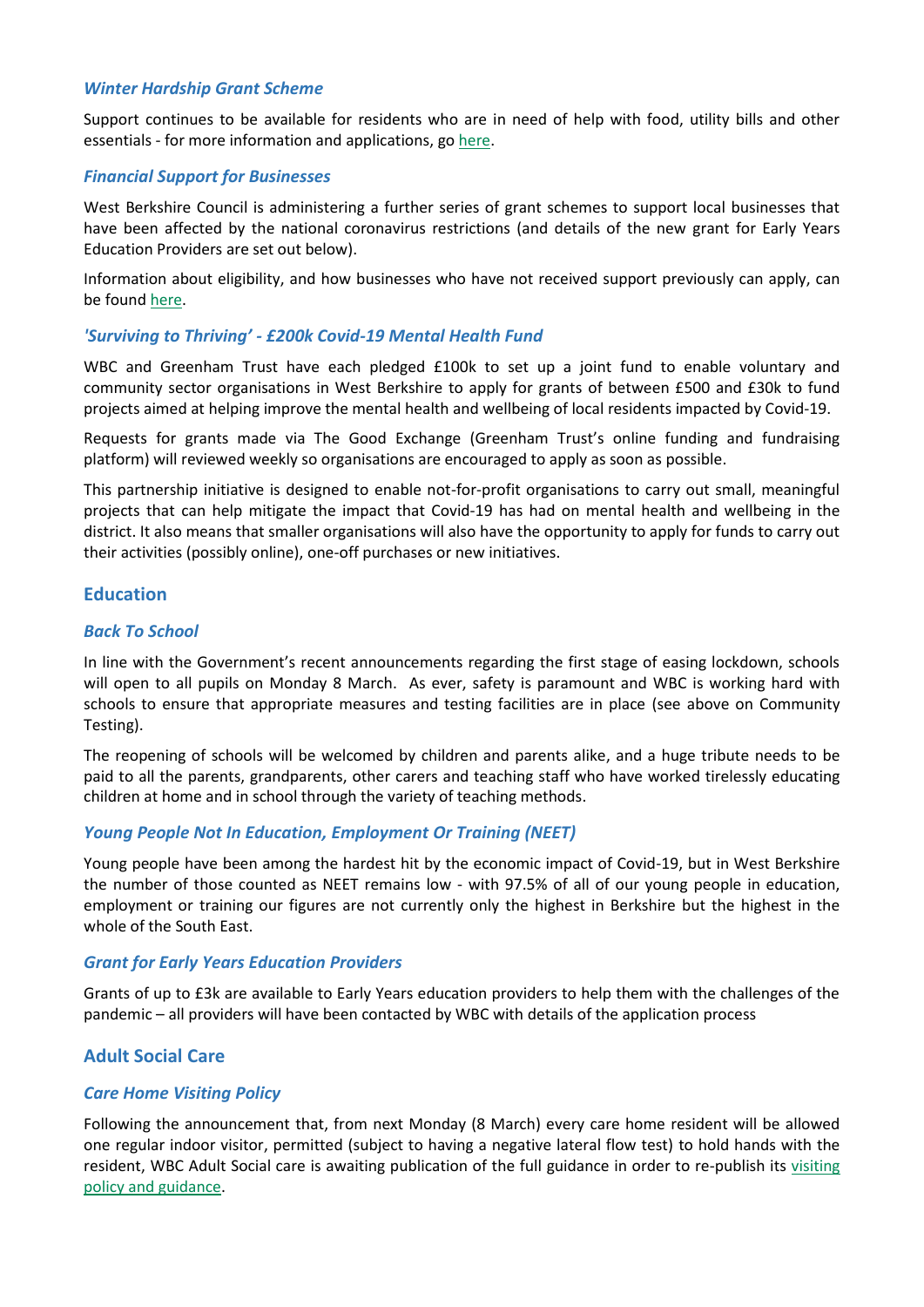### *Winter Hardship Grant Scheme*

Support continues to be available for residents who are in need of help with food, utility bills and other essentials - for more information and applications, go here.

### *Financial Support for Businesses*

West Berkshire Council is administering a further series of grant schemes to support local businesses that have been affected by the national coronavirus restrictions (and details of the new grant for Early Years Education Providers are set out below).

Information about eligibility, and how businesses who have not received support previously can apply, can be found here.

### *'Surviving to Thriving' - £200k Covid-19 Mental Health Fund*

WBC and Greenham Trust have each pledged £100k to set up a joint fund to enable voluntary and community sector organisations in West Berkshire to apply for grants of between £500 and £30k to fund projects aimed at helping improve the mental health and wellbeing of local residents impacted by Covid-19.

Requests for grants made via The Good Exchange (Greenham Trust's online funding and fundraising platform) will reviewed weekly so organisations are encouraged to apply as soon as possible.

This partnership initiative is designed to enable not-for-profit organisations to carry out small, meaningful projects that can help mitigate the impact that Covid-19 has had on mental health and wellbeing in the district. It also means that smaller organisations will also have the opportunity to apply for funds to carry out their activities (possibly online), one-off purchases or new initiatives.

## Education

### *Back To School*

In line with the Government's recent announcements regarding the first stage of easing lockdown, schools will open to all pupils on Monday 8 March. As ever, safety is paramount and WBC is working hard with schools to ensure that appropriate measures and testing facilities are in place (see above on Community Testing).

The reopening of schools will be welcomed by children and parents alike, and a huge tribute needs to be paid to all the parents, grandparents, other carers and teaching staff who have worked tirelessly educating children at home and in school through the variety of teaching methods.

### *Young People Not In Education, Employment Or Training (NEET)*

Young people have been among the hardest hit by the economic impact of Covid-19, but in West Berkshire the number of those counted as NEET remains low - with 97.5% of all of our young people in education, employment or training our figures are not currently only the highest in Berkshire but the highest in the whole of the South East.

### *Grant for Early Years Education Providers*

Grants of up to £3k are available to Early Years education providers to help them with the challenges of the pandemic – all providers will have been contacted by WBC with details of the application process

## Adult Social Care

### *Care Home Visiting Policy*

Following the announcement that, from next Monday (8 March) every care home resident will be allowed one regular indoor visitor, permitted (subject to having a negative lateral flow test) to hold hands with the resident, WBC Adult Social care is awaiting publication of the full guidance in order to re-publish its visiting policy and guidance.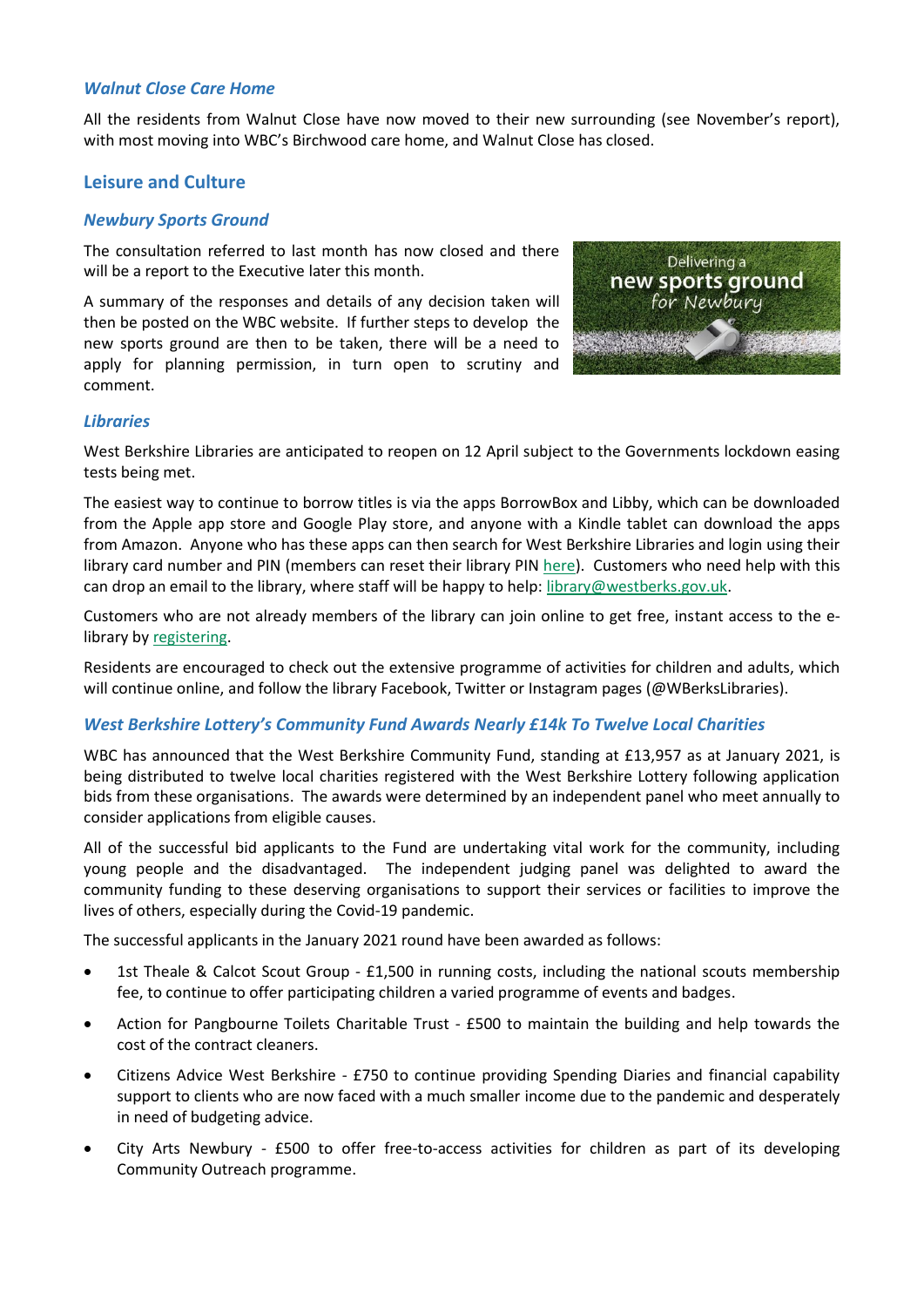### *Walnut Close Care Home*

All the residents from Walnut Close have now moved to their new surrounding (see November's report), with most moving into WBC's Birchwood care home, and Walnut Close has closed.

## Leisure and Culture

### *Newbury Sports Ground*

The consultation referred to last month has now closed and there will be a report to the Executive later this month.

A summary of the responses and details of any decision taken will then be posted on the WBC website. If further steps to develop the new sports ground are then to be taken, there will be a need to apply for planning permission, in turn open to scrutiny and comment.

### *Libraries*

West Berkshire Libraries are anticipated to reopen on 12 April subject to the Governments lockdown easing tests being met.

The easiest way to continue to borrow titles is via the apps BorrowBox and Libby, which can be downloaded from the Apple app store and Google Play store, and anyone with a Kindle tablet can download the apps from Amazon. Anyone who has these apps can then search for West Berkshire Libraries and login using their library card number and PIN (members can reset their library PIN here). Customers who need help with this can drop an email to the library, where staff will be happy to help: library@westberks.gov.uk.

Customers who are not already members of the library can join online to get free, instant access to the e-library by registering.

Residents are encouraged to check out the extensive programme of activities for children and adults, which will continue online, and follow the library Facebook, Twitter or Instagram pages (@WBerksLibraries).

### *West Berkshire Lottery's Community Fund Awards Nearly £14k To Twelve Local Charities*

WBC has announced that the West Berkshire Community Fund, standing at £13,957 as at January 2021, is being distributed to twelve local charities registered with the West Berkshire Lottery following application bids from these organisations. The awards were determined by an independent panel who meet annually to consider applications from eligible causes.

All of the successful bid applicants to the Fund are undertaking vital work for the community, including young people and the disadvantaged. The independent judging panel was delighted to award the community funding to these deserving organisations to support their services or facilities to improve the lives of others, especially during the Covid-19 pandemic.

The successful applicants in the January 2021 round have been awarded as follows:

- 1st Theale & Calcot Scout Group - £1,500 in running costs, including the national scouts membership fee, to continue to offer participating children a varied programme of events and badges.
- Action for Pangbourne Toilets Charitable Trust - £500 to maintain the building and help towards the cost of the contract cleaners.
- Citizens Advice West Berkshire - £750 to continue providing Spending Diaries and financial capability support to clients who are now faced with a much smaller income due to the pandemic and desperately in need of budgeting advice.
- City Arts Newbury - £500 to offer free-to-access activities for children as part of its developing Community Outreach programme.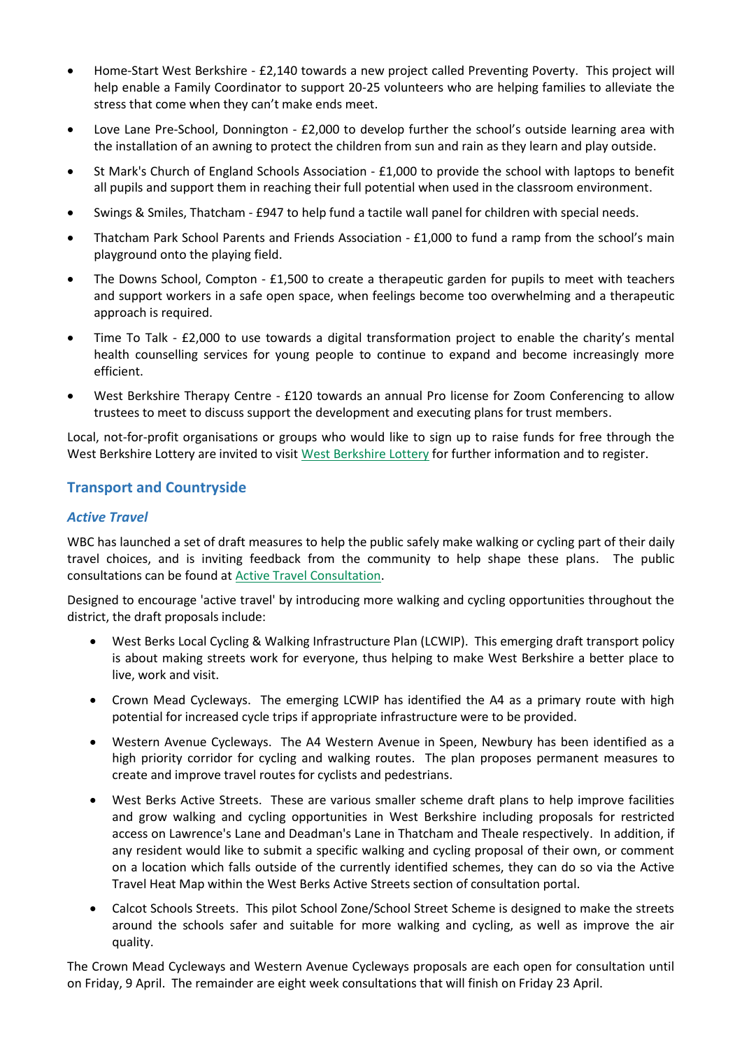- Home-Start West Berkshire - £2,140 towards a new project called Preventing Poverty. This project will help enable a Family Coordinator to support 20-25 volunteers who are helping families to alleviate the stress that come when they can't make ends meet.

- Love Lane Pre-School, Donnington - £2,000 to develop further the school's outside learning area with the installation of an awning to protect the children from sun and rain as they learn and play outside.

- St Mark's Church of England Schools Association - £1,000 to provide the school with laptops to benefit all pupils and support them in reaching their full potential when used in the classroom environment.

- Swings & Smiles, Thatcham - £947 to help fund a tactile wall panel for children with special needs.

- Thatcham Park School Parents and Friends Association - £1,000 to fund a ramp from the school's main playground onto the playing field.

- The Downs School, Compton - £1,500 to create a therapeutic garden for pupils to meet with teachers and support workers in a safe open space, when feelings become too overwhelming and a therapeutic approach is required.

- Time To Talk - £2,000 to use towards a digital transformation project to enable the charity's mental health counselling services for young people to continue to expand and become increasingly more efficient.

- West Berkshire Therapy Centre - £120 towards an annual Pro license for Zoom Conferencing to allow trustees to meet to discuss support the development and executing plans for trust members.

Local, not-for-profit organisations or groups who would like to sign up to raise funds for free through the West Berkshire Lottery are invited to visit West Berkshire Lottery for further information and to register.

## Transport and Countryside

### *Active Travel*

WBC has launched a set of draft measures to help the public safely make walking or cycling part of their daily travel choices, and is inviting feedback from the community to help shape these plans. The public consultations can be found at Active Travel Consultation.

Designed to encourage 'active travel' by introducing more walking and cycling opportunities throughout the district, the draft proposals include:

- West Berks Local Cycling & Walking Infrastructure Plan (LCWIP). This emerging draft transport policy is about making streets work for everyone, thus helping to make West Berkshire a better place to live, work and visit.

- Crown Mead Cycleways. The emerging LCWIP has identified the A4 as a primary route with high potential for increased cycle trips if appropriate infrastructure were to be provided.

- Western Avenue Cycleways. The A4 Western Avenue in Speen, Newbury has been identified as a high priority corridor for cycling and walking routes. The plan proposes permanent measures to create and improve travel routes for cyclists and pedestrians.

- West Berks Active Streets. These are various smaller scheme draft plans to help improve facilities and grow walking and cycling opportunities in West Berkshire including proposals for restricted access on Lawrence's Lane and Deadman's Lane in Thatcham and Theale respectively. In addition, if any resident would like to submit a specific walking and cycling proposal of their own, or comment on a location which falls outside of the currently identified schemes, they can do so via the Active Travel Heat Map within the West Berks Active Streets section of consultation portal.

- Calcot Schools Streets. This pilot School Zone/School Street Scheme is designed to make the streets around the schools safer and suitable for more walking and cycling, as well as improve the air quality.

The Crown Mead Cycleways and Western Avenue Cycleways proposals are each open for consultation until on Friday, 9 April. The remainder are eight week consultations that will finish on Friday 23 April.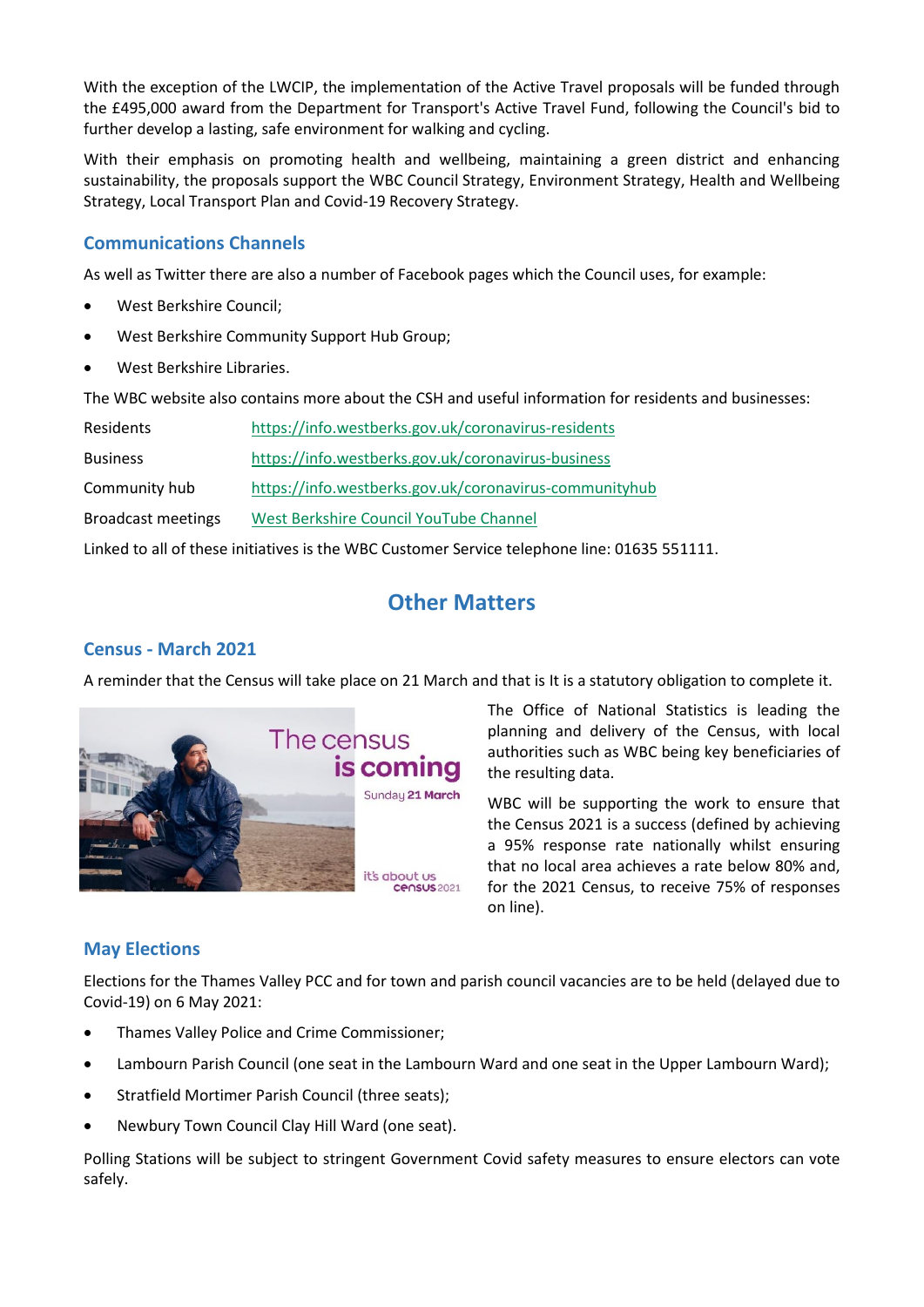With the exception of the LWCIP, the implementation of the Active Travel proposals will be funded through the £495,000 award from the Department for Transport's Active Travel Fund, following the Council's bid to further develop a lasting, safe environment for walking and cycling.

With their emphasis on promoting health and wellbeing, maintaining a green district and enhancing sustainability, the proposals support the WBC Council Strategy, Environment Strategy, Health and Wellbeing Strategy, Local Transport Plan and Covid-19 Recovery Strategy.

### Communications Channels

As well as Twitter there are also a number of Facebook pages which the Council uses, for example:

- West Berkshire Council;
- West Berkshire Community Support Hub Group;
- West Berkshire Libraries.

The WBC website also contains more about the CSH and useful information for residents and businesses:

| | |
|---|---|
| Residents | https://info.westberks.gov.uk/coronavirus-residents |
| Business | https://info.westberks.gov.uk/coronavirus-business |
| Community hub | https://info.westberks.gov.uk/coronavirus-communityhub |
| Broadcast meetings | West Berkshire Council YouTube Channel |

Linked to all of these initiatives is the WBC Customer Service telephone line: 01635 551111.

## Other Matters

### Census - March 2021

A reminder that the Census will take place on 21 March and that is It is a statutory obligation to complete it.

The census is coming

Sunday 21 March

it's about us census 2021

The Office of National Statistics is leading the planning and delivery of the Census, with local authorities such as WBC being key beneficiaries of the resulting data.

WBC will be supporting the work to ensure that the Census 2021 is a success (defined by achieving a 95% response rate nationally whilst ensuring that no local area achieves a rate below 80% and, for the 2021 Census, to receive 75% of responses on line).

### May Elections

Elections for the Thames Valley PCC and for town and parish council vacancies are to be held (delayed due to Covid-19) on 6 May 2021:

- Thames Valley Police and Crime Commissioner;
- Lambourn Parish Council (one seat in the Lambourn Ward and one seat in the Upper Lambourn Ward);
- Stratfield Mortimer Parish Council (three seats);
- Newbury Town Council Clay Hill Ward (one seat).

Polling Stations will be subject to stringent Government Covid safety measures to ensure electors can vote safely.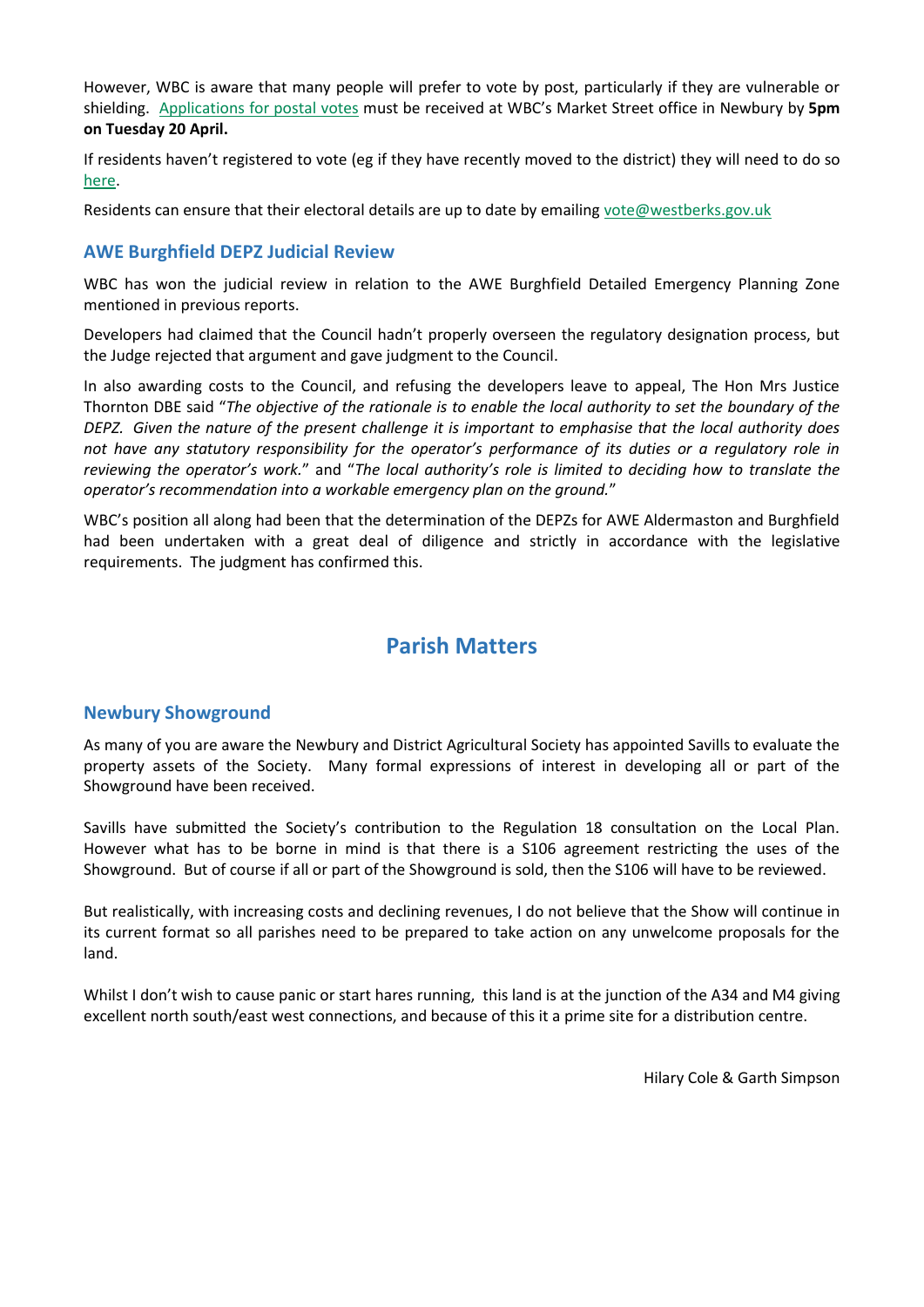However, WBC is aware that many people will prefer to vote by post, particularly if they are vulnerable or shielding. Applications for postal votes must be received at WBC's Market Street office in Newbury by **5pm on Tuesday 20 April.**

If residents haven't registered to vote (eg if they have recently moved to the district) they will need to do so here.

Residents can ensure that their electoral details are up to date by emailing vote@westberks.gov.uk

### AWE Burghfield DEPZ Judicial Review

WBC has won the judicial review in relation to the AWE Burghfield Detailed Emergency Planning Zone mentioned in previous reports.

Developers had claimed that the Council hadn't properly overseen the regulatory designation process, but the Judge rejected that argument and gave judgment to the Council.

In also awarding costs to the Council, and refusing the developers leave to appeal, The Hon Mrs Justice Thornton DBE said "*The objective of the rationale is to enable the local authority to set the boundary of the DEPZ. Given the nature of the present challenge it is important to emphasise that the local authority does not have any statutory responsibility for the operator's performance of its duties or a regulatory role in reviewing the operator's work.*" and "*The local authority's role is limited to deciding how to translate the operator's recommendation into a workable emergency plan on the ground.*"

WBC's position all along had been that the determination of the DEPZs for AWE Aldermaston and Burghfield had been undertaken with a great deal of diligence and strictly in accordance with the legislative requirements. The judgment has confirmed this.

## Parish Matters

### Newbury Showground

As many of you are aware the Newbury and District Agricultural Society has appointed Savills to evaluate the property assets of the Society. Many formal expressions of interest in developing all or part of the Showground have been received.

Savills have submitted the Society's contribution to the Regulation 18 consultation on the Local Plan. However what has to be borne in mind is that there is a S106 agreement restricting the uses of the Showground. But of course if all or part of the Showground is sold, then the S106 will have to be reviewed.

But realistically, with increasing costs and declining revenues, I do not believe that the Show will continue in its current format so all parishes need to be prepared to take action on any unwelcome proposals for the land.

Whilst I don't wish to cause panic or start hares running, this land is at the junction of the A34 and M4 giving excellent north south/east west connections, and because of this it a prime site for a distribution centre.

Hilary Cole & Garth Simpson